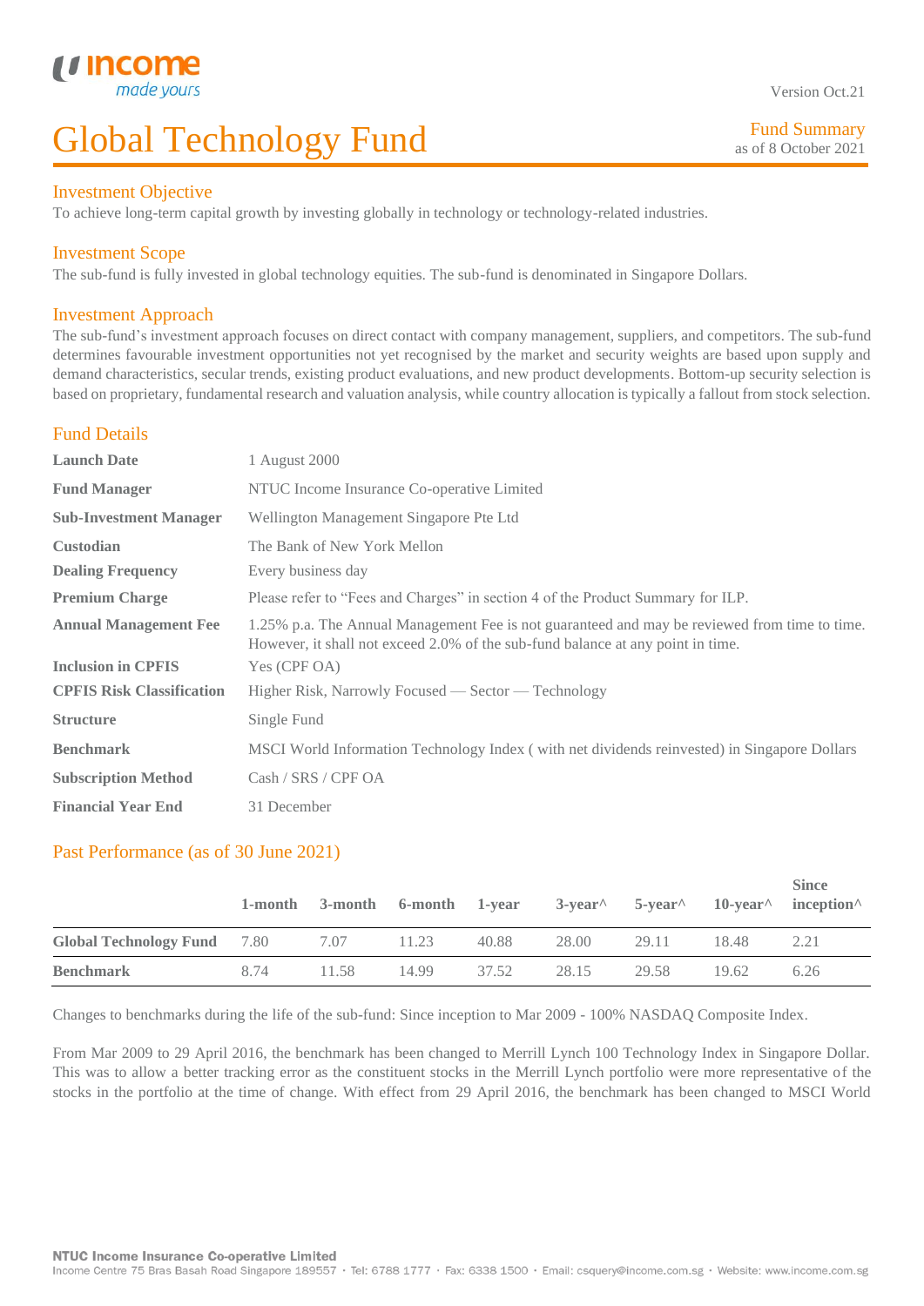Version Oct.21

# Global Technology Fund

Fund Summary
as of 8 October 2021

## Investment Objective

To achieve long-term capital growth by investing globally in technology or technology-related industries.

## Investment Scope

The sub-fund is fully invested in global technology equities. The sub-fund is denominated in Singapore Dollars.

## Investment Approach

The sub-fund's investment approach focuses on direct contact with company management, suppliers, and competitors. The sub-fund determines favourable investment opportunities not yet recognised by the market and security weights are based upon supply and demand characteristics, secular trends, existing product evaluations, and new product developments. Bottom-up security selection is based on proprietary, fundamental research and valuation analysis, while country allocation is typically a fallout from stock selection.

## Fund Details

| | |
|---|---|
| **Launch Date** | 1 August 2000 |
| **Fund Manager** | NTUC Income Insurance Co-operative Limited |
| **Sub-Investment Manager** | Wellington Management Singapore Pte Ltd |
| **Custodian** | The Bank of New York Mellon |
| **Dealing Frequency** | Every business day |
| **Premium Charge** | Please refer to "Fees and Charges" in section 4 of the Product Summary for ILP. |
| **Annual Management Fee** | 1.25% p.a. The Annual Management Fee is not guaranteed and may be reviewed from time to time. However, it shall not exceed 2.0% of the sub-fund balance at any point in time. |
| **Inclusion in CPFIS** | Yes (CPF OA) |
| **CPFIS Risk Classification** | Higher Risk, Narrowly Focused — Sector — Technology |
| **Structure** | Single Fund |
| **Benchmark** | MSCI World Information Technology Index ( with net dividends reinvested) in Singapore Dollars |
| **Subscription Method** | Cash / SRS / CPF OA |
| **Financial Year End** | 31 December |

## Past Performance (as of 30 June 2021)

| | 1-month | 3-month | 6-month | 1-year | 3-year^ | 5-year^ | 10-year^ | Since inception^ |
|---|---|---|---|---|---|---|---|---|
| **Global Technology Fund** | 7.80 | 7.07 | 11.23 | 40.88 | 28.00 | 29.11 | 18.48 | 2.21 |
| **Benchmark** | 8.74 | 11.58 | 14.99 | 37.52 | 28.15 | 29.58 | 19.62 | 6.26 |

Changes to benchmarks during the life of the sub-fund: Since inception to Mar 2009 - 100% NASDAQ Composite Index.

From Mar 2009 to 29 April 2016, the benchmark has been changed to Merrill Lynch 100 Technology Index in Singapore Dollar. This was to allow a better tracking error as the constituent stocks in the Merrill Lynch portfolio were more representative of the stocks in the portfolio at the time of change. With effect from 29 April 2016, the benchmark has been changed to MSCI World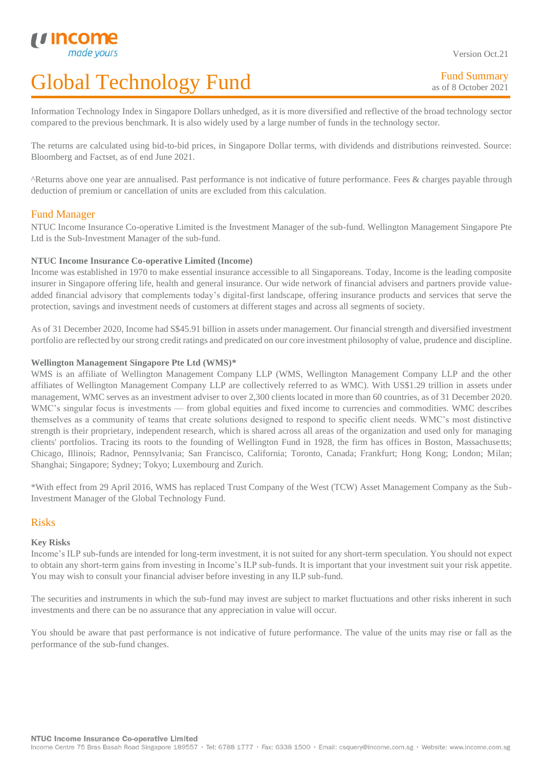Information Technology Index in Singapore Dollars unhedged, as it is more diversified and reflective of the broad technology sector compared to the previous benchmark. It is also widely used by a large number of funds in the technology sector.

The returns are calculated using bid-to-bid prices, in Singapore Dollar terms, with dividends and distributions reinvested. Source: Bloomberg and Factset, as of end June 2021.

^Returns above one year are annualised. Past performance is not indicative of future performance. Fees & charges payable through deduction of premium or cancellation of units are excluded from this calculation.

## Fund Manager

NTUC Income Insurance Co-operative Limited is the Investment Manager of the sub-fund. Wellington Management Singapore Pte Ltd is the Sub-Investment Manager of the sub-fund.

**NTUC Income Insurance Co-operative Limited (Income)**

Income was established in 1970 to make essential insurance accessible to all Singaporeans. Today, Income is the leading composite insurer in Singapore offering life, health and general insurance. Our wide network of financial advisers and partners provide value-added financial advisory that complements today's digital-first landscape, offering insurance products and services that serve the protection, savings and investment needs of customers at different stages and across all segments of society.

As of 31 December 2020, Income had S$45.91 billion in assets under management. Our financial strength and diversified investment portfolio are reflected by our strong credit ratings and predicated on our core investment philosophy of value, prudence and discipline.

**Wellington Management Singapore Pte Ltd (WMS)***

WMS is an affiliate of Wellington Management Company LLP (WMS, Wellington Management Company LLP and the other affiliates of Wellington Management Company LLP are collectively referred to as WMC). With US$1.29 trillion in assets under management, WMC serves as an investment adviser to over 2,300 clients located in more than 60 countries, as of 31 December 2020. WMC's singular focus is investments — from global equities and fixed income to currencies and commodities. WMC describes themselves as a community of teams that create solutions designed to respond to specific client needs. WMC's most distinctive strength is their proprietary, independent research, which is shared across all areas of the organization and used only for managing clients' portfolios. Tracing its roots to the founding of Wellington Fund in 1928, the firm has offices in Boston, Massachusetts; Chicago, Illinois; Radnor, Pennsylvania; San Francisco, California; Toronto, Canada; Frankfurt; Hong Kong; London; Milan; Shanghai; Singapore; Sydney; Tokyo; Luxembourg and Zurich.

*With effect from 29 April 2016, WMS has replaced Trust Company of the West (TCW) Asset Management Company as the Sub-Investment Manager of the Global Technology Fund.

## Risks

**Key Risks**

Income's ILP sub-funds are intended for long-term investment, it is not suited for any short-term speculation. You should not expect to obtain any short-term gains from investing in Income's ILP sub-funds. It is important that your investment suit your risk appetite. You may wish to consult your financial adviser before investing in any ILP sub-fund.

The securities and instruments in which the sub-fund may invest are subject to market fluctuations and other risks inherent in such investments and there can be no assurance that any appreciation in value will occur.

You should be aware that past performance is not indicative of future performance. The value of the units may rise or fall as the performance of the sub-fund changes.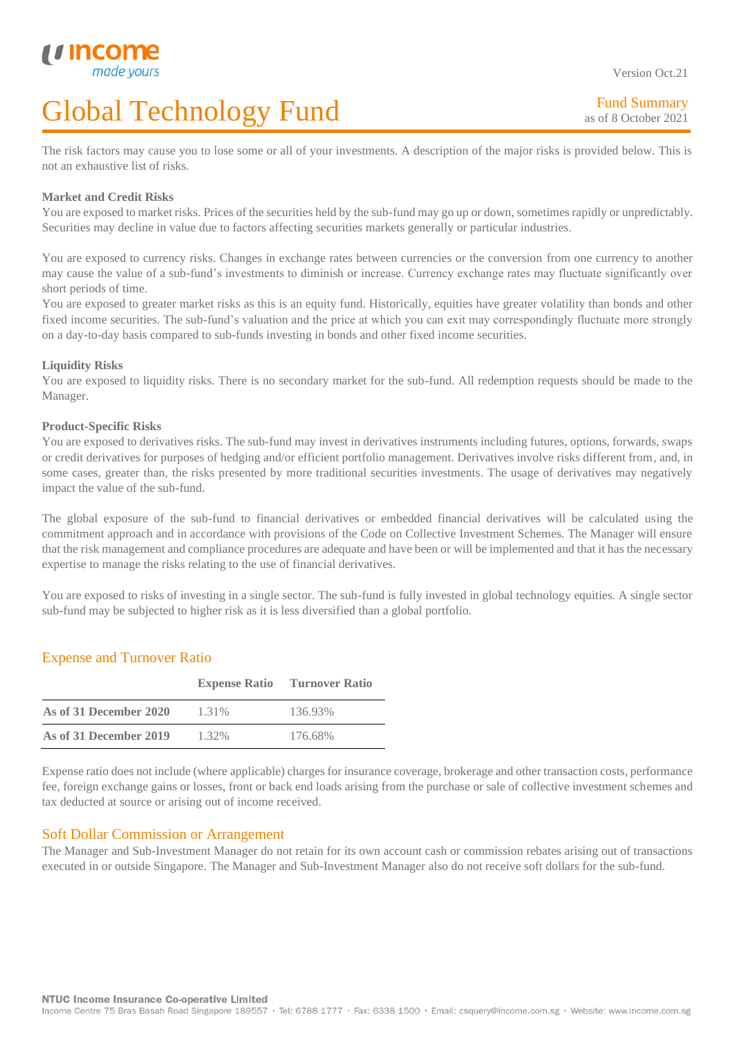# Global Technology Fund

Fund Summary
as of 8 October 2021

The risk factors may cause you to lose some or all of your investments. A description of the major risks is provided below. This is not an exhaustive list of risks.

**Market and Credit Risks**

You are exposed to market risks. Prices of the securities held by the sub-fund may go up or down, sometimes rapidly or unpredictably. Securities may decline in value due to factors affecting securities markets generally or particular industries.

You are exposed to currency risks. Changes in exchange rates between currencies or the conversion from one currency to another may cause the value of a sub-fund's investments to diminish or increase. Currency exchange rates may fluctuate significantly over short periods of time.

You are exposed to greater market risks as this is an equity fund. Historically, equities have greater volatility than bonds and other fixed income securities. The sub-fund's valuation and the price at which you can exit may correspondingly fluctuate more strongly on a day-to-day basis compared to sub-funds investing in bonds and other fixed income securities.

**Liquidity Risks**

You are exposed to liquidity risks. There is no secondary market for the sub-fund. All redemption requests should be made to the Manager.

**Product-Specific Risks**

You are exposed to derivatives risks. The sub-fund may invest in derivatives instruments including futures, options, forwards, swaps or credit derivatives for purposes of hedging and/or efficient portfolio management. Derivatives involve risks different from, and, in some cases, greater than, the risks presented by more traditional securities investments. The usage of derivatives may negatively impact the value of the sub-fund.

The global exposure of the sub-fund to financial derivatives or embedded financial derivatives will be calculated using the commitment approach and in accordance with provisions of the Code on Collective Investment Schemes. The Manager will ensure that the risk management and compliance procedures are adequate and have been or will be implemented and that it has the necessary expertise to manage the risks relating to the use of financial derivatives.

You are exposed to risks of investing in a single sector. The sub-fund is fully invested in global technology equities. A single sector sub-fund may be subjected to higher risk as it is less diversified than a global portfolio.

## Expense and Turnover Ratio

| | Expense Ratio | Turnover Ratio |
|---|---|---|
| **As of 31 December 2020** | 1.31% | 136.93% |
| **As of 31 December 2019** | 1.32% | 176.68% |

Expense ratio does not include (where applicable) charges for insurance coverage, brokerage and other transaction costs, performance fee, foreign exchange gains or losses, front or back end loads arising from the purchase or sale of collective investment schemes and tax deducted at source or arising out of income received.

## Soft Dollar Commission or Arrangement

The Manager and Sub-Investment Manager do not retain for its own account cash or commission rebates arising out of transactions executed in or outside Singapore. The Manager and Sub-Investment Manager also do not receive soft dollars for the sub-fund.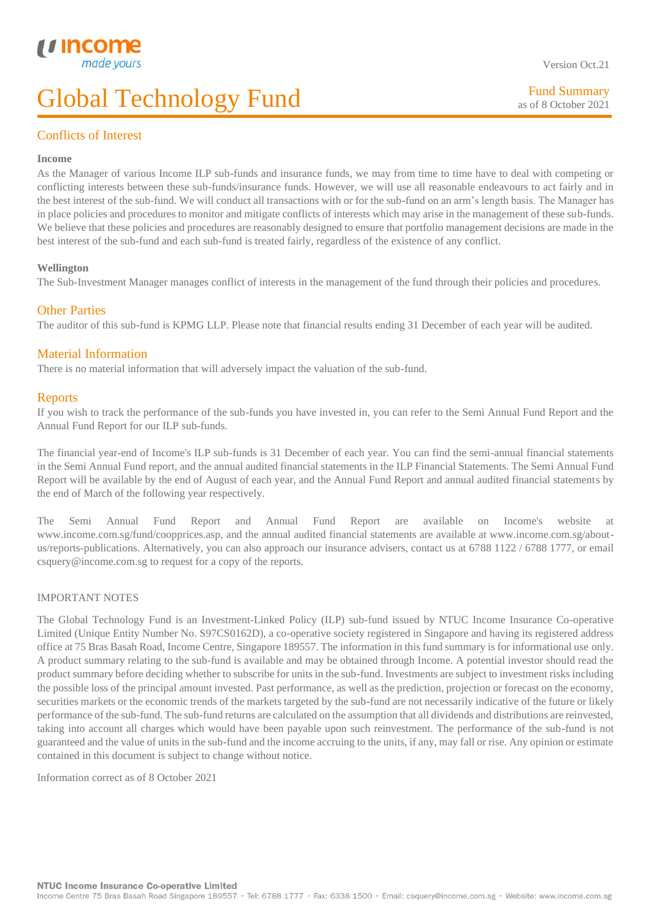# Global Technology Fund

Fund Summary
as of 8 October 2021

Version Oct.21

## Conflicts of Interest

**Income**

As the Manager of various Income ILP sub-funds and insurance funds, we may from time to time have to deal with competing or conflicting interests between these sub-funds/insurance funds. However, we will use all reasonable endeavours to act fairly and in the best interest of the sub-fund. We will conduct all transactions with or for the sub-fund on an arm's length basis. The Manager has in place policies and procedures to monitor and mitigate conflicts of interests which may arise in the management of these sub-funds. We believe that these policies and procedures are reasonably designed to ensure that portfolio management decisions are made in the best interest of the sub-fund and each sub-fund is treated fairly, regardless of the existence of any conflict.

**Wellington**

The Sub-Investment Manager manages conflict of interests in the management of the fund through their policies and procedures.

## Other Parties

The auditor of this sub-fund is KPMG LLP. Please note that financial results ending 31 December of each year will be audited.

## Material Information

There is no material information that will adversely impact the valuation of the sub-fund.

## Reports

If you wish to track the performance of the sub-funds you have invested in, you can refer to the Semi Annual Fund Report and the Annual Fund Report for our ILP sub-funds.

The financial year-end of Income's ILP sub-funds is 31 December of each year. You can find the semi-annual financial statements in the Semi Annual Fund report, and the annual audited financial statements in the ILP Financial Statements. The Semi Annual Fund Report will be available by the end of August of each year, and the Annual Fund Report and annual audited financial statements by the end of March of the following year respectively.

The Semi Annual Fund Report and Annual Fund Report are available on Income's website at www.income.com.sg/fund/coopprices.asp, and the annual audited financial statements are available at www.income.com.sg/about-us/reports-publications. Alternatively, you can also approach our insurance advisers, contact us at 6788 1122 / 6788 1777, or email csquery@income.com.sg to request for a copy of the reports.

IMPORTANT NOTES

The Global Technology Fund is an Investment-Linked Policy (ILP) sub-fund issued by NTUC Income Insurance Co-operative Limited (Unique Entity Number No. S97CS0162D), a co-operative society registered in Singapore and having its registered address office at 75 Bras Basah Road, Income Centre, Singapore 189557. The information in this fund summary is for informational use only. A product summary relating to the sub-fund is available and may be obtained through Income. A potential investor should read the product summary before deciding whether to subscribe for units in the sub-fund. Investments are subject to investment risks including the possible loss of the principal amount invested. Past performance, as well as the prediction, projection or forecast on the economy, securities markets or the economic trends of the markets targeted by the sub-fund are not necessarily indicative of the future or likely performance of the sub-fund. The sub-fund returns are calculated on the assumption that all dividends and distributions are reinvested, taking into account all charges which would have been payable upon such reinvestment. The performance of the sub-fund is not guaranteed and the value of units in the sub-fund and the income accruing to the units, if any, may fall or rise. Any opinion or estimate contained in this document is subject to change without notice.

Information correct as of 8 October 2021